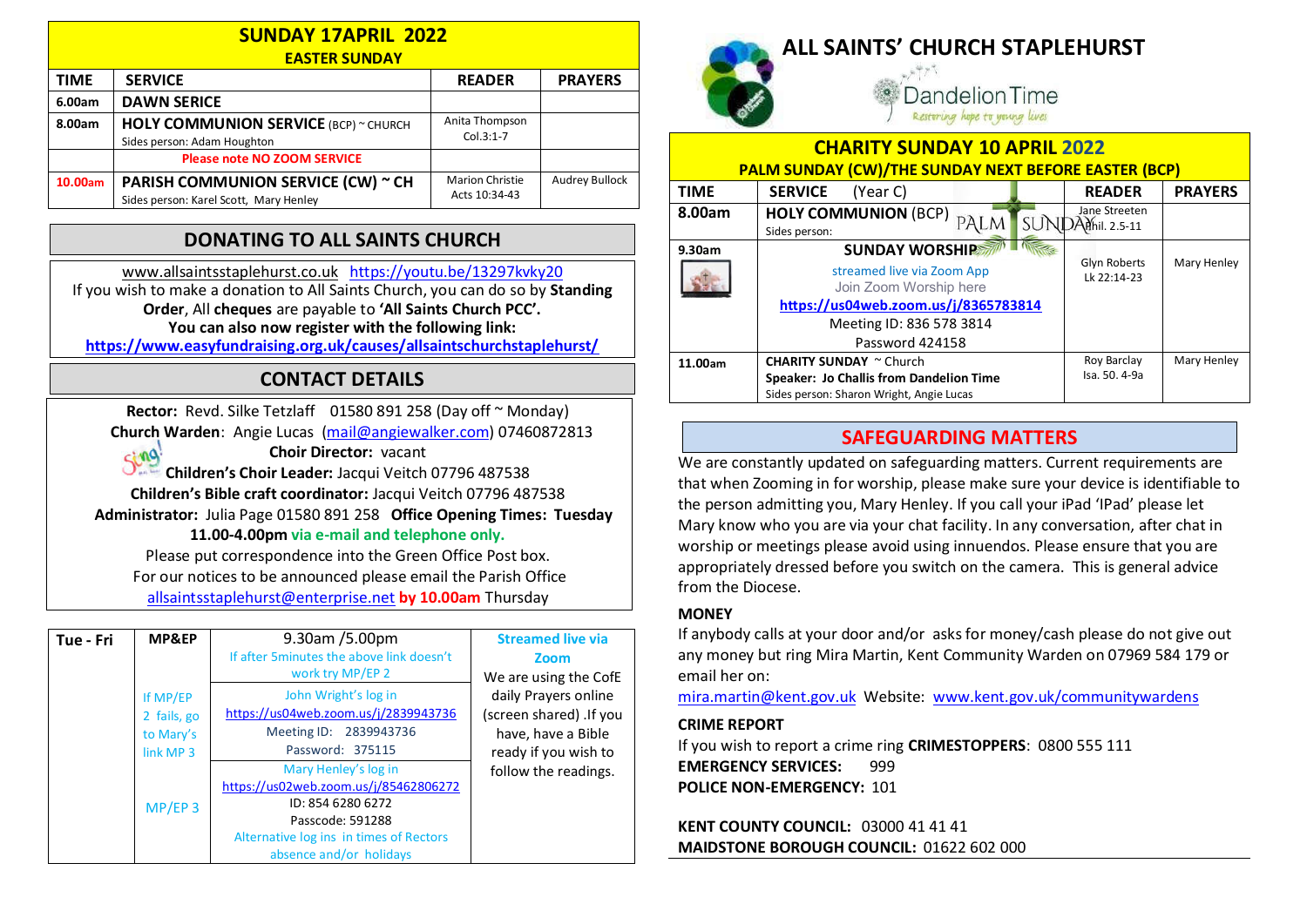## SUNDAY 17APRIL 2022
### EASTER SUNDAY

| TIME | SERVICE | READER | PRAYERS |
|---|---|---|---|
| 6.00am | **DAWN SERICE** | | |
| 8.00am | **HOLY COMMUNION SERVICE** (BCP) ~ CHURCH<br>Sides person: Adam Houghton | Anita Thompson<br>Col.3:1-7 | |
| | **Please note NO ZOOM SERVICE** | | |
| 10.00am | **PARISH COMMUNION SERVICE (CW) ~ CH**<br>Sides person: Karel Scott, Mary Henley | Marion Christie<br>Acts 10:34-43 | Audrey Bullock |

## DONATING TO ALL SAINTS CHURCH

www.allsaintsstaplehurst.co.uk https://youtu.be/13297kvky20
If you wish to make a donation to All Saints Church, you can do so by **Standing Order**, All **cheques** are payable to **'All Saints Church PCC'.**
**You can also now register with the following link:**
**https://www.easyfundraising.org.uk/causes/allsaintschurchstaplehurst/**

## CONTACT DETAILS

**Rector:** Revd. Silke Tetzlaff 01580 891 258 (Day off ~ Monday)
**Church Warden**: Angie Lucas (mail@angiewalker.com) 07460872813
**Choir Director:** vacant
**Children's Choir Leader:** Jacqui Veitch 07796 487538
**Children's Bible craft coordinator:** Jacqui Veitch 07796 487538
**Administrator:** Julia Page 01580 891 258 **Office Opening Times: Tuesday 11.00-4.00pm via e-mail and telephone only.**
Please put correspondence into the Green Office Post box.
For our notices to be announced please email the Parish Office allsaintsstaplehurst@enterprise.net **by 10.00am** Thursday

| Tue - Fri | MP&EP | 9.30am /5.00pm | Streamed live via Zoom |
|---|---|---|---|
| | | If after 5minutes the above link doesn't work try MP/EP 2 | We are using the CofE daily Prayers online (screen shared) .If you have, have a Bible ready if you wish to follow the readings. |
| | If MP/EP 2 fails, go to Mary's link MP 3 | John Wright's log in<br>https://us04web.zoom.us/j/2839943736<br>Meeting ID: 2839943736<br>Password: 375115 | |
| | MP/EP 3 | Mary Henley's log in<br>https://us02web.zoom.us/j/85462806272<br>ID: 854 6280 6272<br>Passcode: 591288<br>Alternative log ins in times of Rectors absence and/or holidays | |

# ALL SAINTS' CHURCH STAPLEHURST

Dandelion Time
Restoring hope to young lives

## CHARITY SUNDAY 10 APRIL 2022
### PALM SUNDAY (CW)/THE SUNDAY NEXT BEFORE EASTER (BCP)

| TIME | SERVICE (Year C) | READER | PRAYERS |
|---|---|---|---|
| 8.00am | **HOLY COMMUNION** (BCP) PALM SUNDAY<br>Sides person: | Jane Streeten<br>Phil. 2.5-11 | |
| 9.30am | **SUNDAY WORSHIP**<br>streamed live via Zoom App<br>Join Zoom Worship here<br>**https://us04web.zoom.us/j/8365783814**<br>Meeting ID: 836 578 3814<br>Password 424158 | Glyn Roberts<br>Lk 22:14-23 | Mary Henley |
| 11.00am | **CHARITY SUNDAY** ~ Church<br>**Speaker: Jo Challis from Dandelion Time**<br>Sides person: Sharon Wright, Angie Lucas | Roy Barclay<br>Isa. 50. 4-9a | Mary Henley |

## SAFEGUARDING MATTERS

We are constantly updated on safeguarding matters. Current requirements are that when Zooming in for worship, please make sure your device is identifiable to the person admitting you, Mary Henley. If you call your iPad 'IPad' please let Mary know who you are via your chat facility. In any conversation, after chat in worship or meetings please avoid using innuendos. Please ensure that you are appropriately dressed before you switch on the camera. This is general advice from the Diocese.

### MONEY

If anybody calls at your door and/or asks for money/cash please do not give out any money but ring Mira Martin, Kent Community Warden on 07969 584 179 or email her on:
mira.martin@kent.gov.uk Website: www.kent.gov.uk/communitywardens

### CRIME REPORT

If you wish to report a crime ring **CRIMESTOPPERS**: 0800 555 111
**EMERGENCY SERVICES:** 999
**POLICE NON-EMERGENCY:** 101

**KENT COUNTY COUNCIL:** 03000 41 41 41
**MAIDSTONE BOROUGH COUNCIL:** 01622 602 000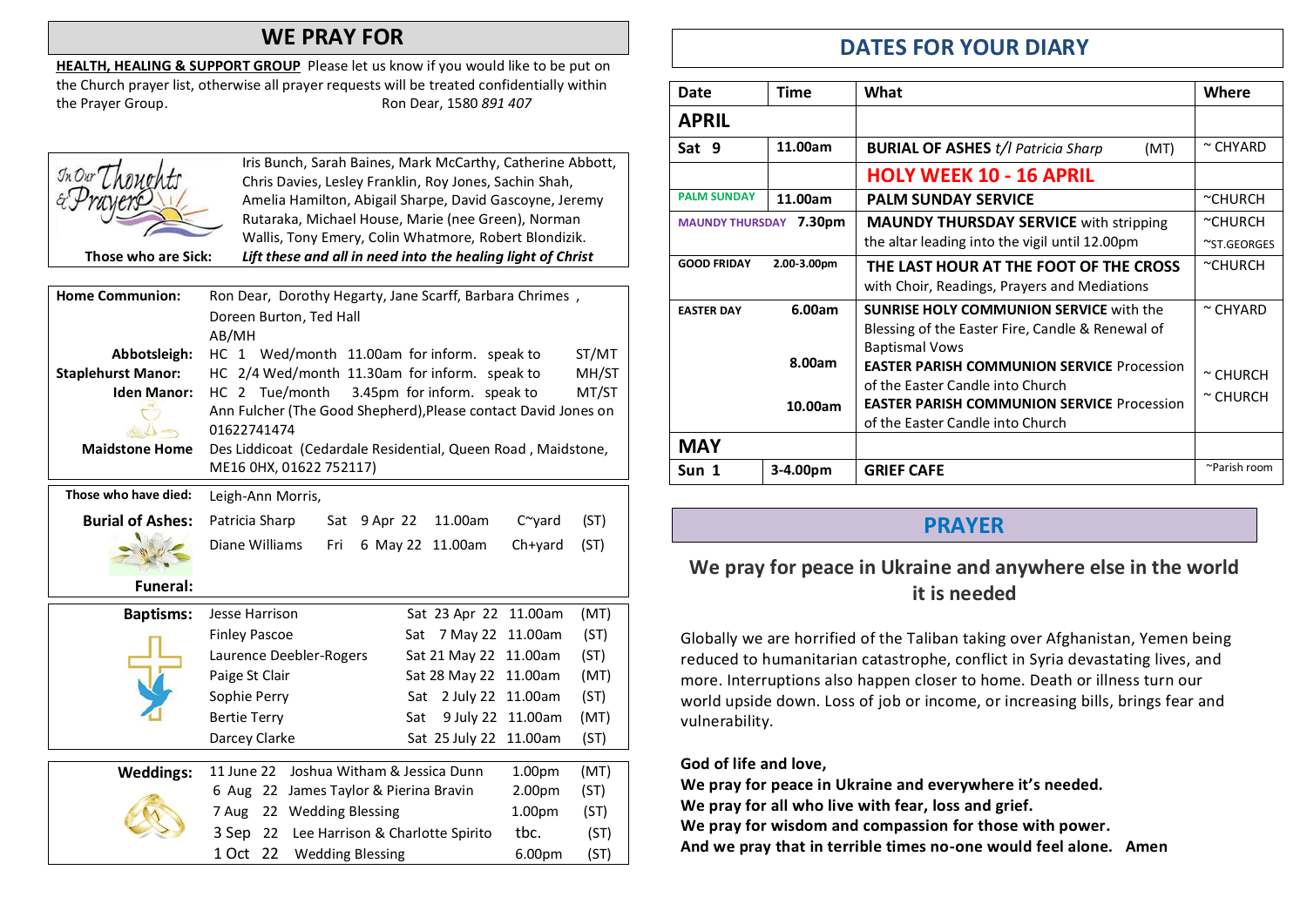## WE PRAY FOR

**HEALTH, HEALING & SUPPORT GROUP** Please let us know if you would like to be put on the Church prayer list, otherwise all prayer requests will be treated confidentially within the Prayer Group. Ron Dear, 1580 *891 407*

In Our Thoughts & Prayers

Iris Bunch, Sarah Baines, Mark McCarthy, Catherine Abbott, Chris Davies, Lesley Franklin, Roy Jones, Sachin Shah, Amelia Hamilton, Abigail Sharpe, David Gascoyne, Jeremy Rutaraka, Michael House, Marie (nee Green), Norman Wallis, Tony Emery, Colin Whatmore, Robert Blondizik.

**Those who are Sick:** ***Lift these and all in need into the healing light of Christ***

**Home Communion:** Ron Dear, Dorothy Hegarty, Jane Scarff, Barbara Chrimes, Doreen Burton, Ted Hall AB/MH

| | | | | | |
|---|---|---|---|---|---|
| **Abbotsleigh:** | HC 1 Wed/month | 11.00am | for inform. | speak to | ST/MT |
| **Staplehurst Manor:** | HC 2/4 Wed/month | 11.30am | for inform. | speak to | MH/ST |
| **Iden Manor:** | HC 2 Tue/month | 3.45pm | for inform. | speak to | MT/ST |

Ann Fulcher (The Good Shepherd),Please contact David Jones on 01622741474

**Maidstone Home** Des Liddicoat (Cedardale Residential, Queen Road, Maidstone, ME16 0HX, 01622 752117)

**Those who have died:** Leigh-Ann Morris,

| **Burial of Ashes:** | | | | |
|---|---|---|---|---|
| Patricia Sharp | Sat 9 Apr 22 | 11.00am | C~yard | (ST) |
| Diane Williams | Fri 6 May 22 | 11.00am | Ch+yard | (ST) |

**Funeral:**

| **Baptisms:** | | | |
|---|---|---|---|
| Jesse Harrison | Sat 23 Apr 22 | 11.00am | (MT) |
| Finley Pascoe | Sat 7 May 22 | 11.00am | (ST) |
| Laurence Deebler-Rogers | Sat 21 May 22 | 11.00am | (ST) |
| Paige St Clair | Sat 28 May 22 | 11.00am | (MT) |
| Sophie Perry | Sat 2 July 22 | 11.00am | (ST) |
| Bertie Terry | Sat 9 July 22 | 11.00am | (MT) |
| Darcey Clarke | Sat 25 July 22 | 11.00am | (ST) |

| **Weddings:** | | | |
|---|---|---|---|
| 11 June 22 | Joshua Witham & Jessica Dunn | 1.00pm | (MT) |
| 6 Aug 22 | James Taylor & Pierina Bravin | 2.00pm | (ST) |
| 7 Aug 22 | Wedding Blessing | 1.00pm | (ST) |
| 3 Sep 22 | Lee Harrison & Charlotte Spirito | tbc. | (ST) |
| 1 Oct 22 | Wedding Blessing | 6.00pm | (ST) |

## DATES FOR YOUR DIARY

| Date | Time | What | Where |
|---|---|---|---|
| **APRIL** | | | |
| Sat 9 | 11.00am | **BURIAL OF ASHES** *t/l Patricia Sharp* (MT) | ~ CHYARD |
| | | **HOLY WEEK 10 - 16 APRIL** | |
| PALM SUNDAY | 11.00am | **PALM SUNDAY SERVICE** | ~CHURCH |
| MAUNDY THURSDAY | 7.30pm | **MAUNDY THURSDAY SERVICE** with stripping the altar leading into the vigil until 12.00pm | ~CHURCH ~ST.GEORGES |
| GOOD FRIDAY | 2.00-3.00pm | **THE LAST HOUR AT THE FOOT OF THE CROSS** with Choir, Readings, Prayers and Mediations | ~CHURCH |
| EASTER DAY | 6.00am | **SUNRISE HOLY COMMUNION SERVICE** with the Blessing of the Easter Fire, Candle & Renewal of Baptismal Vows | ~ CHYARD |
| | 8.00am | **EASTER PARISH COMMUNION SERVICE** Procession of the Easter Candle into Church | ~ CHURCH |
| | 10.00am | **EASTER PARISH COMMUNION SERVICE** Procession of the Easter Candle into Church | ~ CHURCH |
| **MAY** | | | |
| Sun 1 | 3-4.00pm | **GRIEF CAFE** | ~Parish room |

## PRAYER

### We pray for peace in Ukraine and anywhere else in the world it is needed

Globally we are horrified of the Taliban taking over Afghanistan, Yemen being reduced to humanitarian catastrophe, conflict in Syria devastating lives, and more. Interruptions also happen closer to home. Death or illness turn our world upside down. Loss of job or income, or increasing bills, brings fear and vulnerability.

**God of life and love,**
**We pray for peace in Ukraine and everywhere it's needed.**
**We pray for all who live with fear, loss and grief.**
**We pray for wisdom and compassion for those with power.**
**And we pray that in terrible times no-one would feel alone. Amen**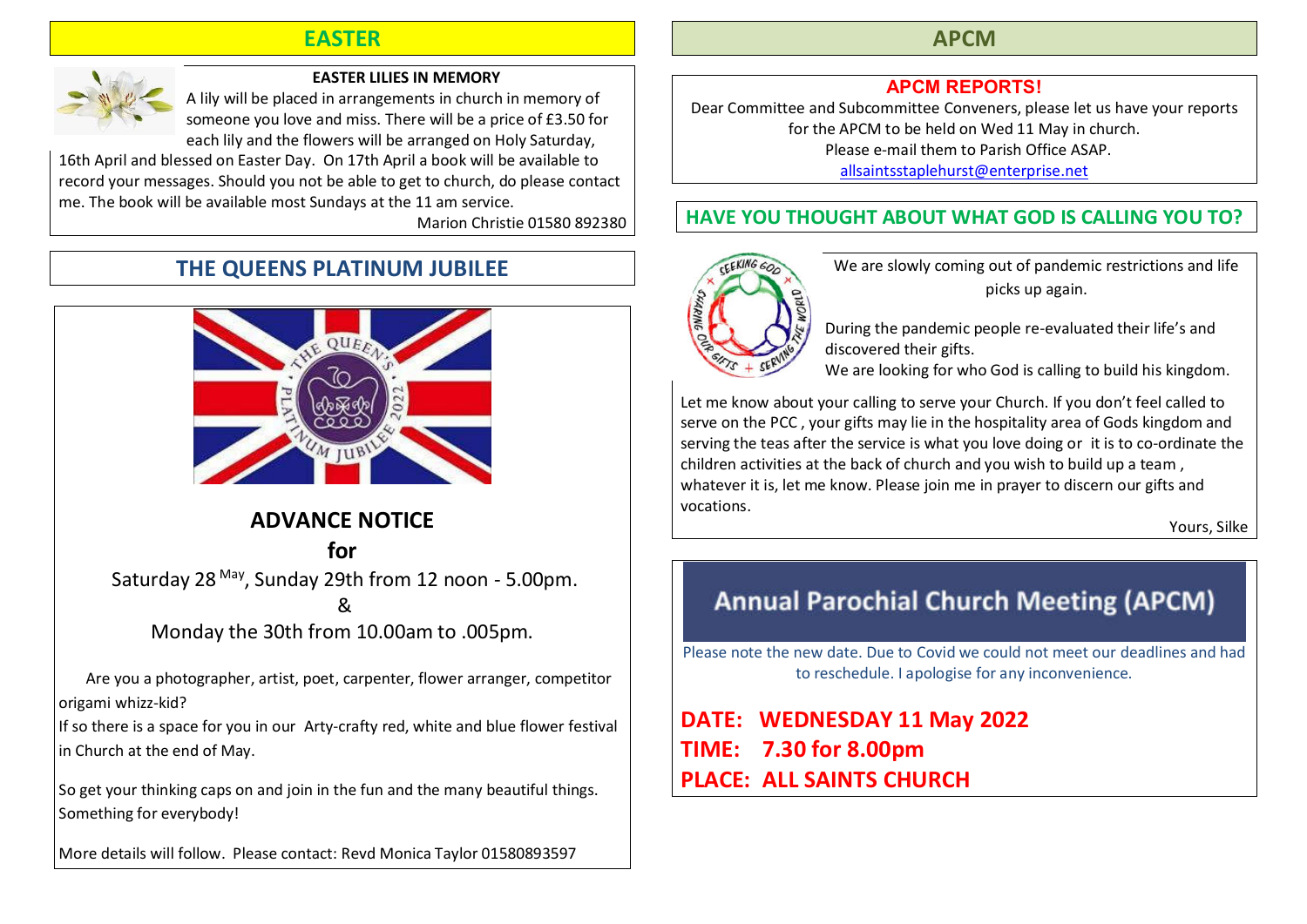## EASTER

### EASTER LILIES IN MEMORY

A lily will be placed in arrangements in church in memory of someone you love and miss. There will be a price of £3.50 for each lily and the flowers will be arranged on Holy Saturday, 16th April and blessed on Easter Day. On 17th April a book will be available to record your messages. Should you not be able to get to church, do please contact me. The book will be available most Sundays at the 11 am service.

Marion Christie 01580 892380

## THE QUEENS PLATINUM JUBILEE

**ADVANCE NOTICE**

**for**

Saturday 28 May, Sunday 29th from 12 noon - 5.00pm.

&

Monday the 30th from 10.00am to .005pm.

Are you a photographer, artist, poet, carpenter, flower arranger, competitor origami whizz-kid?

If so there is a space for you in our Arty-crafty red, white and blue flower festival in Church at the end of May.

So get your thinking caps on and join in the fun and the many beautiful things. Something for everybody!

More details will follow. Please contact: Revd Monica Taylor 01580893597

## APCM

### APCM REPORTS!

Dear Committee and Subcommittee Conveners, please let us have your reports for the APCM to be held on Wed 11 May in church.

Please e-mail them to Parish Office ASAP.

allsaintsstaplehurst@enterprise.net

## HAVE YOU THOUGHT ABOUT WHAT GOD IS CALLING YOU TO?

SEEKING GOD + SERVING THE WORLD + SHARING OUR GIFTS

We are slowly coming out of pandemic restrictions and life picks up again.

During the pandemic people re-evaluated their life's and discovered their gifts.

We are looking for who God is calling to build his kingdom.

Let me know about your calling to serve your Church. If you don't feel called to serve on the PCC , your gifts may lie in the hospitality area of Gods kingdom and serving the teas after the service is what you love doing or it is to co-ordinate the children activities at the back of church and you wish to build up a team , whatever it is, let me know. Please join me in prayer to discern our gifts and vocations.

Yours, Silke

## Annual Parochial Church Meeting (APCM)

Please note the new date. Due to Covid we could not meet our deadlines and had to reschedule. I apologise for any inconvenience.

**DATE: WEDNESDAY 11 May 2022**

**TIME: 7.30 for 8.00pm**

**PLACE: ALL SAINTS CHURCH**